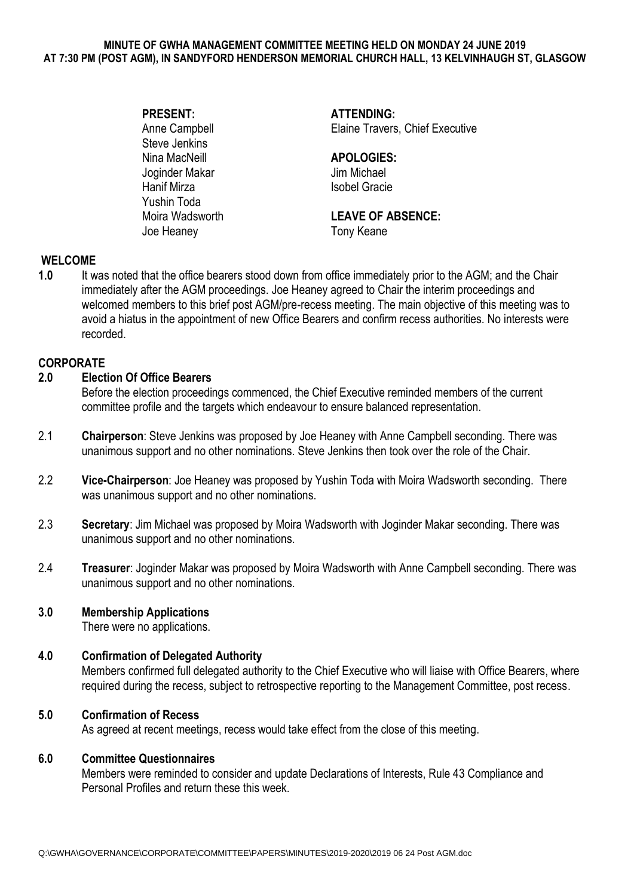# MINUTE OF GWHA MANAGEMENT COMMITTEE MEETING HELD ON MONDAY 24 JUNE 2019 AT 7:30 PM (POST AGM), IN SANDYFORD HENDERSON MEMORIAL CHURCH HALL, 13 KELVINHAUGH ST, GLASGOW

**PRESENT:**
Anne Campbell
Steve Jenkins
Nina MacNeill
Joginder Makar
Hanif Mirza
Yushin Toda
Moira Wadsworth
Joe Heaney

**ATTENDING:**
Elaine Travers, Chief Executive

**APOLOGIES:**
Jim Michael
Isobel Gracie

**LEAVE OF ABSENCE:**
Tony Keane

## WELCOME

**1.0** It was noted that the office bearers stood down from office immediately prior to the AGM; and the Chair immediately after the AGM proceedings. Joe Heaney agreed to Chair the interim proceedings and welcomed members to this brief post AGM/pre-recess meeting. The main objective of this meeting was to avoid a hiatus in the appointment of new Office Bearers and confirm recess authorities. No interests were recorded.

## CORPORATE

### 2.0 Election Of Office Bearers

Before the election proceedings commenced, the Chief Executive reminded members of the current committee profile and the targets which endeavour to ensure balanced representation.

2.1 **Chairperson**: Steve Jenkins was proposed by Joe Heaney with Anne Campbell seconding. There was unanimous support and no other nominations. Steve Jenkins then took over the role of the Chair.

2.2 **Vice-Chairperson**: Joe Heaney was proposed by Yushin Toda with Moira Wadsworth seconding. There was unanimous support and no other nominations.

2.3 **Secretary**: Jim Michael was proposed by Moira Wadsworth with Joginder Makar seconding. There was unanimous support and no other nominations.

2.4 **Treasurer**: Joginder Makar was proposed by Moira Wadsworth with Anne Campbell seconding. There was unanimous support and no other nominations.

### 3.0 Membership Applications

There were no applications.

### 4.0 Confirmation of Delegated Authority

Members confirmed full delegated authority to the Chief Executive who will liaise with Office Bearers, where required during the recess, subject to retrospective reporting to the Management Committee, post recess.

### 5.0 Confirmation of Recess

As agreed at recent meetings, recess would take effect from the close of this meeting.

### 6.0 Committee Questionnaires

Members were reminded to consider and update Declarations of Interests, Rule 43 Compliance and Personal Profiles and return these this week.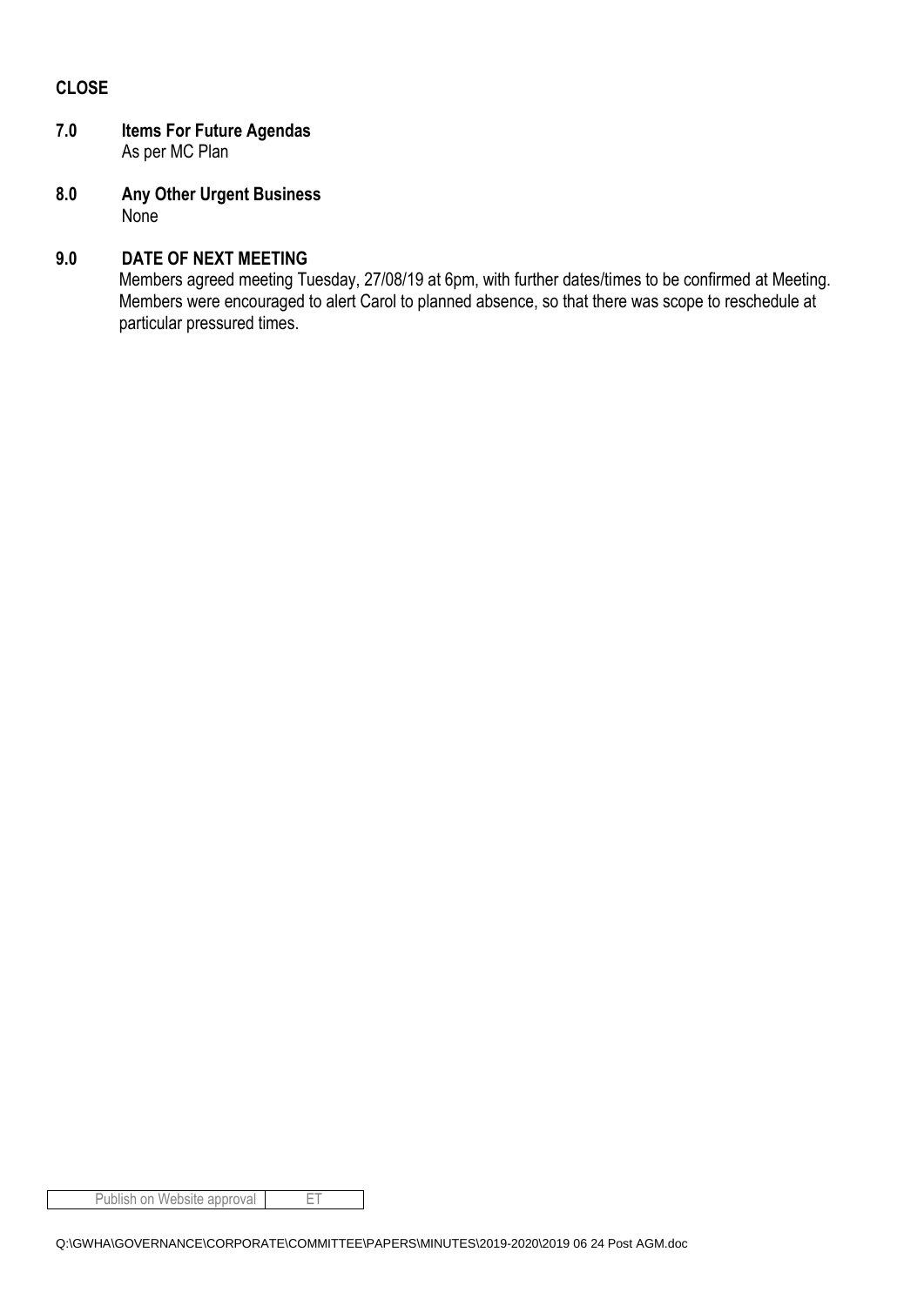**CLOSE**

**7.0 Items For Future Agendas**
As per MC Plan

**8.0 Any Other Urgent Business**
None

**9.0 DATE OF NEXT MEETING**
Members agreed meeting Tuesday, 27/08/19 at 6pm, with further dates/times to be confirmed at Meeting. Members were encouraged to alert Carol to planned absence, so that there was scope to reschedule at particular pressured times.

| | |
|---|---|
| Publish on Website approval | ET |

Q:\GWHA\GOVERNANCE\CORPORATE\COMMITTEE\PAPERS\MINUTES\2019-2020\2019 06 24 Post AGM.doc